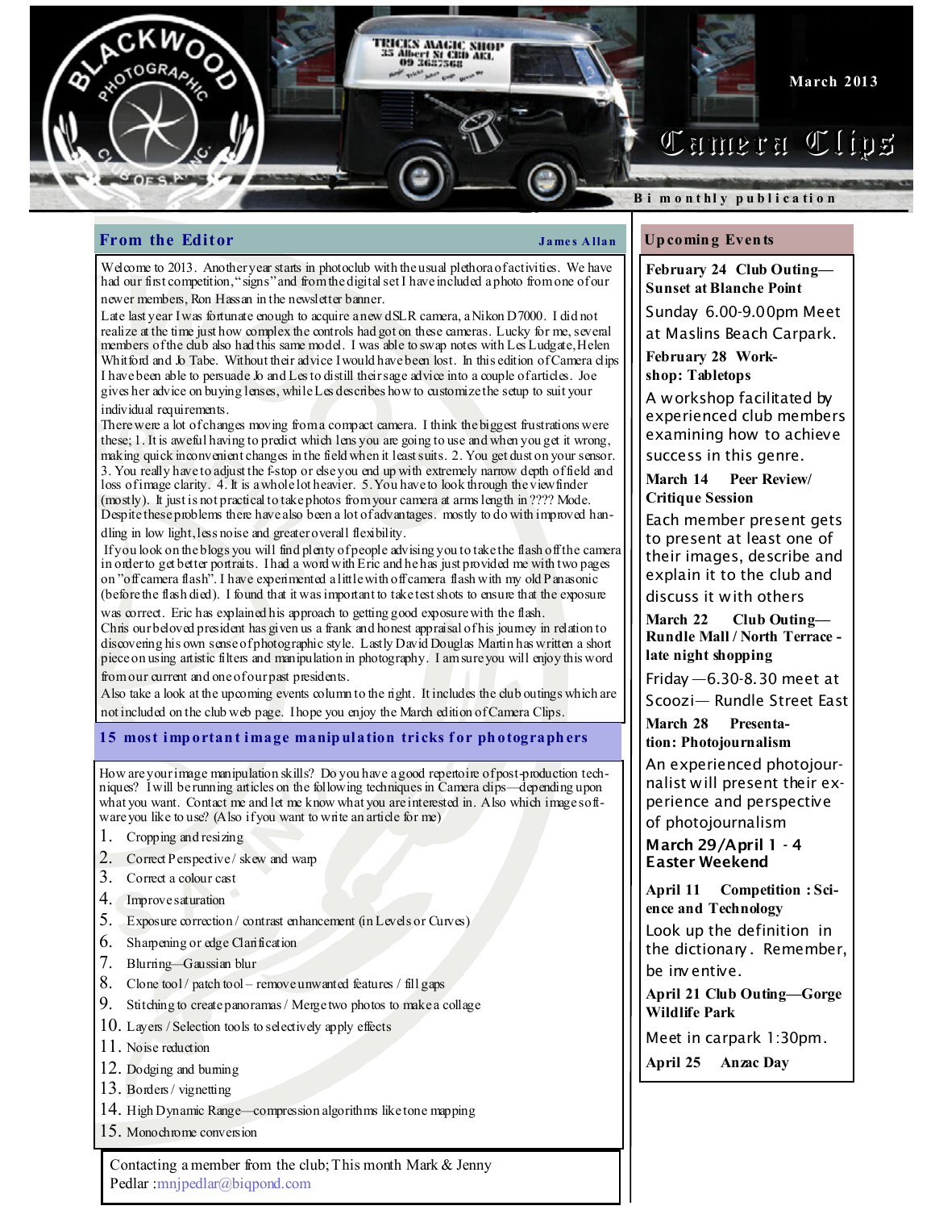# Camera Clips

March 2013

Bi monthly publication

## From the Editor

**James Allan**

Welcome to 2013. Another year starts in photoclub with the usual plethora of activities. We have had our first competition, "signs" and from the digital set I have included a photo from one of our newer members, Ron Hassan in the newsletter banner.

Late last year I was fortunate enough to acquire a new dSLR camera, a Nikon D7000. I did not realize at the time just how complex the controls had got on these cameras. Lucky for me, several members of the club also had this same model. I was able to swap notes with Les Ludgate, Helen Whitford and Jo Tabe. Without their advice I would have been lost. In this edition of Camera clips I have been able to persuade Jo and Les to distill their sage advice into a couple of articles. Joe gives her advice on buying lenses, while Les describes how to customize the setup to suit your individual requirements.

There were a lot of changes moving from a compact camera. I think the biggest frustrations were these; 1. It is aweful having to predict which lens you are going to use and when you get it wrong, making quick inconvenient changes in the field when it least suits. 2. You get dust on your sensor. 3. You really have to adjust the f-stop or else you end up with extremely narrow depth of field and loss of image clarity. 4. It is a whole lot heavier. 5. You have to look through the viewfinder (mostly). It just is not practical to take photos from your camera at arms length in ???? Mode. Despite these problems there have also been a lot of advantages. mostly to do with improved handling in low light, less noise and greater overall flexibility.

If you look on the blogs you will find plenty of people advising you to take the flash off the camera in order to get better portraits. I had a word with Eric and he has just provided me with two pages on "off camera flash". I have experimented a little with off camera flash with my old Panasonic (before the flash died). I found that it was important to take test shots to ensure that the exposure was correct. Eric has explained his approach to getting good exposure with the flash.

Chris our beloved president has given us a frank and honest appraisal of his journey in relation to discovering his own sense of photographic style. Lastly David Douglas Martin has written a short piece on using artistic filters and manipulation in photography. I am sure you will enjoy this word from our current and one of our past presidents.

Also take a look at the upcoming events column to the right. It includes the club outings which are not included on the club web page. I hope you enjoy the March edition of Camera Clips.

## 15 most important image manipulation tricks for photographers

How are your image manipulation skills? Do you have a good repertoire of post-production techniques? I will be running articles on the following techniques in Camera clips—depending upon what you want. Contact me and let me know what you are interested in. Also which image software you like to use? (Also if you want to write an article for me)

1. Cropping and resizing
2. Correct Perspective / skew and warp
3. Correct a colour cast
4. Improve saturation
5. Exposure correction / contrast enhancement (in Levels or Curves)
6. Sharpening or edge Clarification
7. Blurring—Gaussian blur
8. Clone tool / patch tool – remove unwanted features / fill gaps
9. Stitching to create panoramas / Merge two photos to make a collage
10. Layers / Selection tools to selectively apply effects
11. Noise reduction
12. Dodging and burning
13. Borders / vignetting
14. High Dynamic Range—compression algorithms like tone mapping
15. Monochrome conversion

Contacting a member from the club; This month Mark & Jenny Pedlar :mnjpedlar@biqpond.com

## Upcoming Events

**February 24 Club Outing—Sunset at Blanche Point**

Sunday 6.00-9.00pm Meet at Maslins Beach Carpark.

**February 28 Workshop: Tabletops**

A workshop facilitated by experienced club members examining how to achieve success in this genre.

**March 14 Peer Review/ Critique Session**

Each member present gets to present at least one of their images, describe and explain it to the club and discuss it with others

**March 22 Club Outing—Rundle Mall / North Terrace - late night shopping**

Friday —6.30-8.30 meet at Scoozi— Rundle Street East

**March 28 Presentation: Photojournalism**

An experienced photojournalist will present their experience and perspective of photojournalism

**March 29/April 1 - 4 Easter Weekend**

**April 11 Competition : Science and Technology**

Look up the definition in the dictionary. Remember, be inventive.

**April 21 Club Outing—Gorge Wildlife Park**

Meet in carpark 1:30pm.

**April 25 Anzac Day**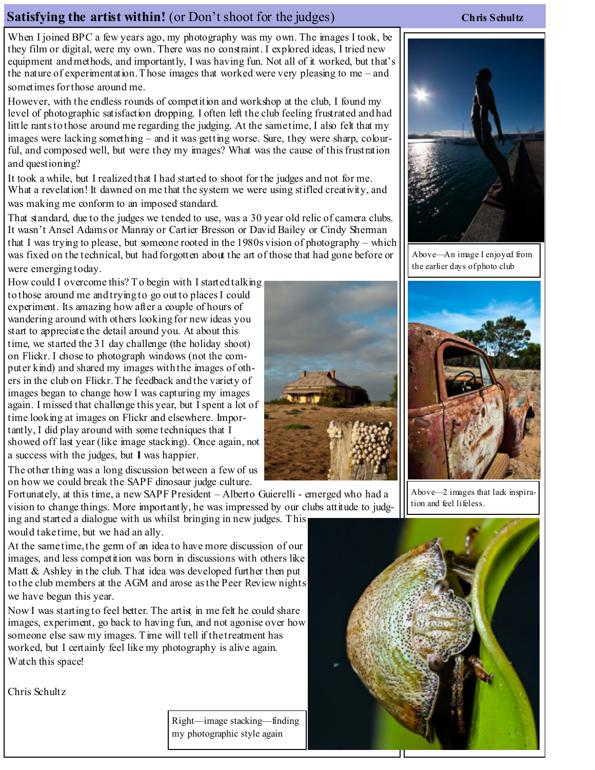# **Satisfying the artist within!** (or Don't shoot for the judges)

**Chris Schultz**

When I joined BPC a few years ago, my photography was my own. The images I took, be they film or digital, were my own. There was no constraint. I explored ideas, I tried new equipment and methods, and importantly, I was having fun. Not all of it worked, but that's the nature of experimentation. Those images that worked were very pleasing to me – and sometimes for those around me.

However, with the endless rounds of competition and workshop at the club, I found my level of photographic satisfaction dropping. I often left the club feeling frustrated and had little rants to those around me regarding the judging. At the same time, I also felt that my images were lacking something – and it was getting worse. Sure, they were sharp, colourful, and composed well, but were they my images? What was the cause of this frustration and questioning?

It took a while, but I realized that I had started to shoot for the judges and not for me. What a revelation! It dawned on me that the system we were using stifled creativity, and was making me conform to an imposed standard.

That standard, due to the judges we tended to use, was a 30 year old relic of camera clubs. It wasn't Ansel Adams or Manray or Cartier Bresson or David Bailey or Cindy Sherman that I was trying to please, but someone rooted in the 1980s vision of photography – which was fixed on the technical, but had forgotten about the art of those that had gone before or were emerging today.

How could I overcome this? To begin with I started talking to those around me and trying to go out to places I could experiment. Its amazing how after a couple of hours of wandering around with others looking for new ideas you start to appreciate the detail around you. At about this time, we started the 31 day challenge (the holiday shoot) on Flickr. I chose to photograph windows (not the computer kind) and shared my images with the images of others in the club on Flickr. The feedback and the variety of images began to change how I was capturing my images again. I missed that challenge this year, but I spent a lot of time looking at images on Flickr and elsewhere. Importantly, I did play around with some techniques that I showed off last year (like image stacking). Once again, not a success with the judges, but **I** was happier.

The other thing was a long discussion between a few of us on how we could break the SAPF dinosaur judge culture. Fortunately, at this time, a new SAPF President – Alberto Guierelli - emerged who had a vision to change things. More importantly, he was impressed by our clubs attitude to judging and started a dialogue with us whilst bringing in new judges. This would take time, but we had an ally.

At the same time, the germ of an idea to have more discussion of our images, and less competition was born in discussions with others like Matt & Ashley in the club. That idea was developed further then put to the club members at the AGM and arose as the Peer Review nights we have begun this year.

Now I was starting to feel better. The artist in me felt he could share images, experiment, go back to having fun, and not agonise over how someone else saw my images. Time will tell if the treatment has worked, but I certainly feel like my photography is alive again.

Watch this space!

Chris Schultz

Above—An image I enjoyed from the earlier days of photo club

Above—2 images that lack inspiration and feel lifeless.

Right—image stacking—finding my photographic style again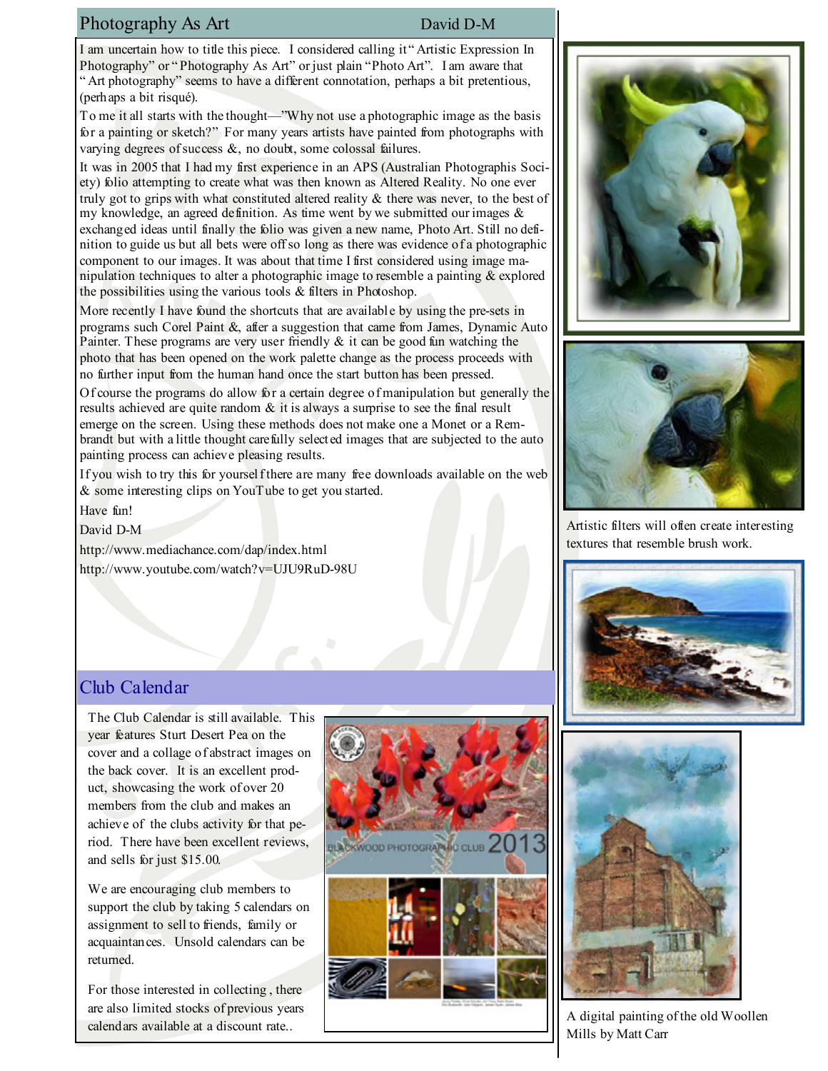## Photography As Art

David D-M

I am uncertain how to title this piece. I considered calling it "Artistic Expression In Photography" or "Photography As Art" or just plain "Photo Art". I am aware that "Art photography" seems to have a different connotation, perhaps a bit pretentious, (perhaps a bit risqué).

To me it all starts with the thought—"Why not use a photographic image as the basis for a painting or sketch?" For many years artists have painted from photographs with varying degrees of success &, no doubt, some colossal failures.

It was in 2005 that I had my first experience in an APS (Australian Photographis Society) folio attempting to create what was then known as Altered Reality. No one ever truly got to grips with what constituted altered reality & there was never, to the best of my knowledge, an agreed definition. As time went by we submitted our images & exchanged ideas until finally the folio was given a new name, Photo Art. Still no definition to guide us but all bets were off so long as there was evidence of a photographic component to our images. It was about that time I first considered using image manipulation techniques to alter a photographic image to resemble a painting & explored the possibilities using the various tools & filters in Photoshop.

More recently I have found the shortcuts that are available by using the pre-sets in programs such Corel Paint &, after a suggestion that came from James, Dynamic Auto Painter. These programs are very user friendly & it can be good fun watching the photo that has been opened on the work palette change as the process proceeds with no further input from the human hand once the start button has been pressed.

Of course the programs do allow for a certain degree of manipulation but generally the results achieved are quite random & it is always a surprise to see the final result emerge on the screen. Using these methods does not make one a Monet or a Rembrandt but with a little thought carefully selected images that are subjected to the auto painting process can achieve pleasing results.

If you wish to try this for yourself there are many free downloads available on the web & some interesting clips on YouTube to get you started.

Have fun!

David D-M

http://www.mediachance.com/dap/index.html

http://www.youtube.com/watch?v=UJU9RuD-98U

Artistic filters will often create interesting textures that resemble brush work.

A digital painting of the old Woollen Mills by Matt Carr

## Club Calendar

The Club Calendar is still available. This year features Sturt Desert Pea on the cover and a collage of abstract images on the back cover. It is an excellent product, showcasing the work of over 20 members from the club and makes an achieve of the clubs activity for that period. There have been excellent reviews, and sells for just $15.00.

We are encouraging club members to support the club by taking 5 calendars on assignment to sell to friends, family or acquaintances. Unsold calendars can be returned.

For those interested in collecting, there are also limited stocks of previous years calendars available at a discount rate..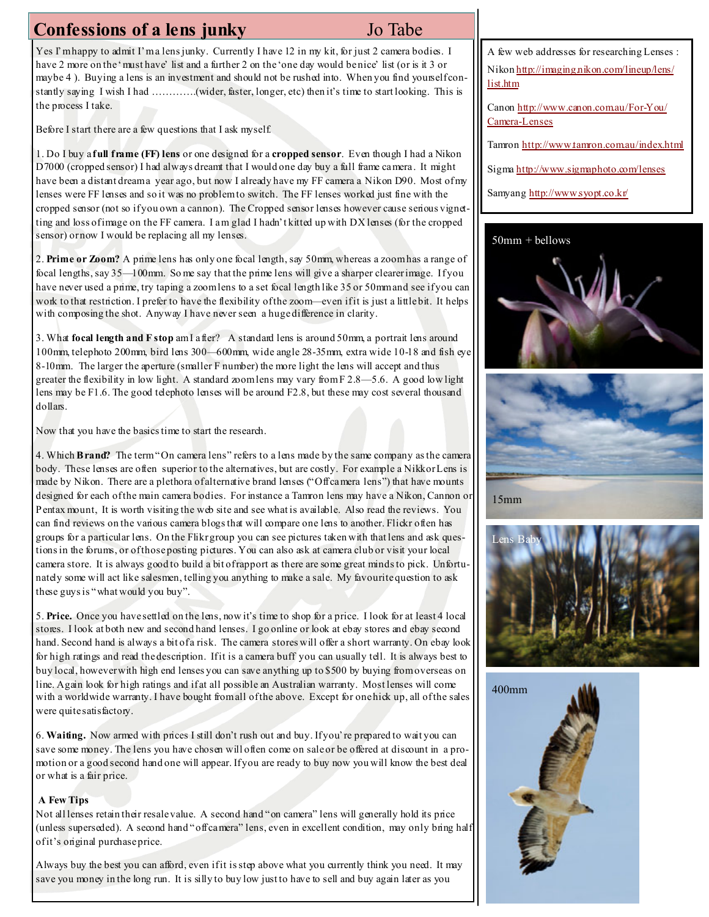# Confessions of a lens junky

Jo Tabe

Yes I'm happy to admit I'm a lens junky. Currently I have 12 in my kit, for just 2 camera bodies. I have 2 more on the 'must have' list and a further 2 on the 'one day would be nice' list (or is it 3 or maybe 4 ). Buying a lens is an investment and should not be rushed into. When you find yourself constantly saying I wish I had ………….(wider, faster, longer, etc) then it's time to start looking. This is the process I take.

Before I start there are a few questions that I ask myself.

1. Do I buy a **full frame (FF) lens** or one designed for a **cropped sensor**. Even though I had a Nikon D7000 (cropped sensor) I had always dreamt that I would one day buy a full frame camera. It might have been a distant dream a year ago, but now I already have my FF camera a Nikon D90. Most of my lenses were FF lenses and so it was no problem to switch. The FF lenses worked just fine with the cropped sensor (not so if you own a cannon). The Cropped sensor lenses however cause serious vignetting and loss of image on the FF camera. I am glad I hadn't kitted up with DX lenses (for the cropped sensor) or now I would be replacing all my lenses.

2. **Prime or Zoom?** A prime lens has only one focal length, say 50mm, whereas a zoom has a range of focal lengths, say 35—100mm. Some say that the prime lens will give a sharper clearer image. If you have never used a prime, try taping a zoom lens to a set focal length like 35 or 50mm and see if you can work to that restriction. I prefer to have the flexibility of the zoom—even if it is just a little bit. It helps with composing the shot. Anyway I have never seen a huge difference in clarity.

3. What **focal length and F stop** am I after? A standard lens is around 50mm, a portrait lens around 100mm, telephoto 200mm, bird lens 300—600mm, wide angle 28-35mm, extra wide 10-18 and fish eye 8-10mm. The larger the aperture (smaller F number) the more light the lens will accept and thus greater the flexibility in low light. A standard zoom lens may vary from F 2.8—5.6. A good low light lens may be F1.6. The good telephoto lenses will be around F2.8, but these may cost several thousand dollars.

Now that you have the basics time to start the research.

4. Which **Brand?** The term "On camera lens" refers to a lens made by the same company as the camera body. These lenses are often superior to the alternatives, but are costly. For example a Nikkor Lens is made by Nikon. There are a plethora of alternative brand lenses ("Off camera lens") that have mounts designed for each of the main camera bodies. For instance a Tamron lens may have a Nikon, Cannon or Pentax mount, It is worth visiting the web site and see what is available. Also read the reviews. You can find reviews on the various camera blogs that will compare one lens to another. Flickr often has groups for a particular lens. On the Flikr group you can see pictures taken with that lens and ask questions in the forums, or of those posting pictures. You can also ask at camera club or visit your local camera store. It is always good to build a bit of rapport as there are some great minds to pick. Unfortunately some will act like salesmen, telling you anything to make a sale. My favourite question to ask these guys is "what would you buy".

5. **Price.** Once you have settled on the lens, now it's time to shop for a price. I look for at least 4 local stores. I look at both new and second hand lenses. I go online or look at ebay stores and ebay second hand. Second hand is always a bit of a risk. The camera stores will offer a short warranty. On ebay look for high ratings and read the description. If it is a camera buff you can usually tell. It is always best to buy local, however with high end lenses you can save anything up to $500 by buying from overseas on line. Again look for high ratings and if at all possible an Australian warranty. Most lenses will come with a worldwide warranty. I have bought from all of the above. Except for one hick up, all of the sales were quite satisfactory.

6. **Waiting.** Now armed with prices I still don't rush out and buy. If you're prepared to wait you can save some money. The lens you have chosen will often come on sale or be offered at discount in a promotion or a good second hand one will appear. If you are ready to buy now you will know the best deal or what is a fair price.

**A Few Tips**

Not all lenses retain their resale value. A second hand "on camera" lens will generally hold its price (unless superseded). A second hand "off camera" lens, even in excellent condition, may only bring half of it's original purchase price.

Always buy the best you can afford, even if it is step above what you currently think you need. It may save you money in the long run. It is silly to buy low just to have to sell and buy again later as you

---

A few web addresses for researching Lenses :

Nikon http://imaging.nikon.com/lineup/lens/list.htm

Canon http://www.canon.com.au/For-You/Camera-Lenses

Tamron http://www.tamron.com.au/index.html

Sigma http://www.sigmaphoto.com/lenses

Samyang http://www.syopt.co.kr/

50mm + bellows

15mm

Lens Baby

400mm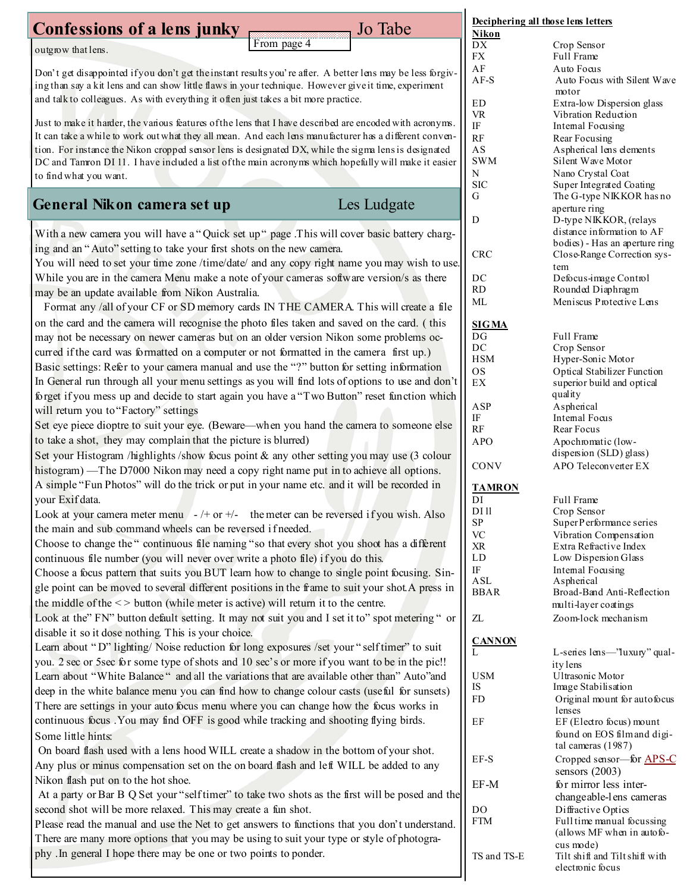## Confessions of a lens junky — Jo Tabe

From page 4

outgrow that lens.

Don't get disappointed if you don't get the instant results you're after. A better lens may be less forgiving than say a kit lens and can show little flaws in your technique. However give it time, experiment and talk to colleagues. As with everything it often just takes a bit more practice.

Just to make it harder, the various features of the lens that I have described are encoded with acronyms. It can take a while to work out what they all mean. And each lens manufacturer has a different convention. For instance the Nikon cropped sensor lens is designated DX, while the sigma lens is designated DC and Tamron DI 11. I have included a list of the main acronyms which hopefully will make it easier to find what you want.

## General Nikon camera set up — Les Ludgate

With a new camera you will have a "Quick set up" page .This will cover basic battery charging and an "Auto" setting to take your first shots on the new camera.

You will need to set your time zone /time/date/ and any copy right name you may wish to use.

While you are in the camera Menu make a note of your cameras software version/s as there may be an update available from Nikon Australia.

Format any /all of your CF or SD memory cards IN THE CAMERA. This will create a file on the card and the camera will recognise the photo files taken and saved on the card. ( this may not be necessary on newer cameras but on an older version Nikon some problems occurred if the card was formatted on a computer or not formatted in the camera first up.)

Basic settings: Refer to your camera manual and use the "?" button for setting information

In General run through all your menu settings as you will find lots of options to use and don't forget if you mess up and decide to start again you have a "Two Button" reset function which will return you to "Factory" settings

Set eye piece dioptre to suit your eye. (Beware—when you hand the camera to someone else to take a shot, they may complain that the picture is blurred)

Set your Histogram /highlights /show focus point & any other setting you may use (3 colour histogram) —The D7000 Nikon may need a copy right name put in to achieve all options. A simple "Fun Photos" will do the trick or put in your name etc. and it will be recorded in your Exif data.

Look at your camera meter menu - /+ or +/- the meter can be reversed if you wish. Also the main and sub command wheels can be reversed if needed.

Choose to change the " continuous file naming "so that every shot you shoot has a different continuous file number (you will never over write a photo file) if you do this.

Choose a focus pattern that suits you BUT learn how to change to single point focusing. Single point can be moved to several different positions in the frame to suit your shot.A press in the middle of the < > button (while meter is active) will return it to the centre.

Look at the" FN" button default setting. It may not suit you and I set it to" spot metering " or disable it so it dose nothing. This is your choice.

Learn about " D" lighting/ Noise reduction for long exposures /set your " self timer" to suit you. 2 sec or 5sec for some type of shots and 10 sec's or more if you want to be in the pic!!

Learn about "White Balance " and all the variations that are available other than" Auto"and deep in the white balance menu you can find how to change colour casts (useful for sunsets)

There are settings in your auto focus menu where you can change how the focus works in continuous focus .You may find OFF is good while tracking and shooting flying birds.

Some little hints:

On board flash used with a lens hood WILL create a shadow in the bottom of your shot.

Any plus or minus compensation set on the on board flash and left WILL be added to any Nikon flash put on to the hot shoe.

At a party or Bar B Q Set your "self timer" to take two shots as the first will be posed and the second shot will be more relaxed. This may create a fun shot.

Please read the manual and use the Net to get answers to functions that you don't understand. There are many more options that you may be using to suit your type or style of photography .In general I hope there may be one or two points to ponder.

---

### Deciphering all those lens letters

**Nikon**

| | |
|---|---|
| DX | Crop Sensor |
| FX | Full Frame |
| AF | Auto Focus |
| AF-S | Auto Focus with Silent Wave motor |
| ED | Extra-low Dispersion glass |
| VR | Vibration Reduction |
| IF | Internal Focusing |
| RF | Rear Focusing |
| AS | Aspherical lens elements |
| SWM | Silent Wave Motor |
| N | Nano Crystal Coat |
| SIC | Super Integrated Coating |
| G | The G-type NIKKOR has no aperture ring |
| D | D-type NIKKOR, (relays distance information to AF bodies) - Has an aperture ring |
| CRC | Close-Range Correction system |
| DC | Defocus-image Control |
| RD | Rounded Diaphragm |
| ML | Meniscus Protective Lens |

**SIGMA**

| | |
|---|---|
| DG | Full Frame |
| DC | Crop Sensor |
| HSM | Hyper-Sonic Motor |
| OS | Optical Stabilizer Function |
| EX | superior build and optical quality |
| ASP | Aspherical |
| IF | Internal Focus |
| RF | Rear Focus |
| APO | Apochromatic (low-dispersion (SLD) glass) |
| CONV | APO Teleconverter EX |

**TAMRON**

| | |
|---|---|
| DI | Full Frame |
| DI 11 | Crop Sensor |
| SP | Super Performance series |
| VC | Vibration Compensation |
| XR | Extra Refractive Index |
| LD | Low Dispersion Glass |
| IF | Internal Focusing |
| ASL | Aspherical |
| BBAR | Broad-Band Anti-Reflection multi-layer coatings |
| ZL | Zoom-lock mechanism |

**CANNON**

| | |
|---|---|
| L | L-series lens—"luxury" quality lens |
| USM | Ultrasonic Motor |
| IS | Image Stabilisation |
| FD | Original mount for autofocus lenses |
| EF | EF (Electro focus) mount found on EOS film and digital cameras (1987) |
| EF-S | Cropped sensor—for APS-C sensors (2003) |
| EF-M | for mirror less interchangeable-lens cameras |
| DO | Diffractive Optics |
| FTM | Full time manual focussing (allows MF when in autofocus mode) |
| TS and TS-E | Tilt shift and Tilt shift with electronic focus |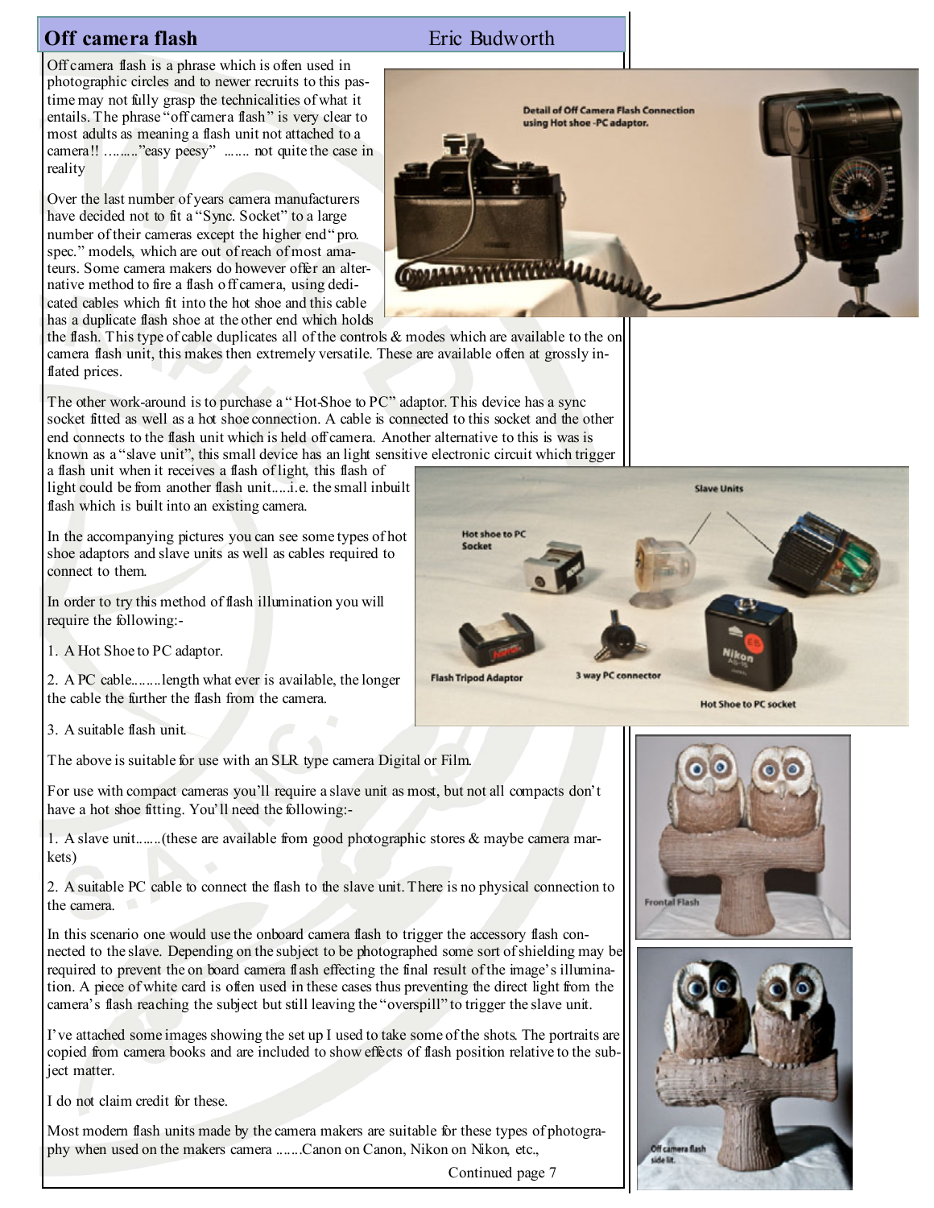## Off camera flash

Eric Budworth

Off camera flash is a phrase which is often used in photographic circles and to newer recruits to this pastime may not fully grasp the technicalities of what it entails. The phrase "off camera flash" is very clear to most adults as meaning a flash unit not attached to a camera!! ........."easy peesy" ....... not quite the case in reality

Over the last number of years camera manufacturers have decided not to fit a "Sync. Socket" to a large number of their cameras except the higher end "pro. spec." models, which are out of reach of most amateurs. Some camera makers do however offer an alternative method to fire a flash off camera, using dedicated cables which fit into the hot shoe and this cable has a duplicate flash shoe at the other end which holds the flash. This type of cable duplicates all of the controls & modes which are available to the on camera flash unit, this makes then extremely versatile. These are available often at grossly inflated prices.

The other work-around is to purchase a "Hot-Shoe to PC" adaptor. This device has a sync socket fitted as well as a hot shoe connection. A cable is connected to this socket and the other end connects to the flash unit which is held off camera. Another alternative to this is was is known as a "slave unit", this small device has an light sensitive electronic circuit which trigger a flash unit when it receives a flash of light, this flash of light could be from another flash unit.....i.e. the small inbuilt flash which is built into an existing camera.

In the accompanying pictures you can see some types of hot shoe adaptors and slave units as well as cables required to connect to them.

In order to try this method of flash illumination you will require the following:-

1. A Hot Shoe to PC adaptor.
2. A PC cable........length what ever is available, the longer the cable the further the flash from the camera.
3. A suitable flash unit.

The above is suitable for use with an SLR type camera Digital or Film.

For use with compact cameras you'll require a slave unit as most, but not all compacts don't have a hot shoe fitting. You'll need the following:-

1. A slave unit.......(these are available from good photographic stores & maybe camera markets)
2. A suitable PC cable to connect the flash to the slave unit. There is no physical connection to the camera.

In this scenario one would use the onboard camera flash to trigger the accessory flash connected to the slave. Depending on the subject to be photographed some sort of shielding may be required to prevent the on board camera flash effecting the final result of the image's illumination. A piece of white card is often used in these cases thus preventing the direct light from the camera's flash reaching the subject but still leaving the "overspill" to trigger the slave unit.

I've attached some images showing the set up I used to take some of the shots. The portraits are copied from camera books and are included to show effects of flash position relative to the subject matter.

I do not claim credit for these.

Most modern flash units made by the camera makers are suitable for these types of photography when used on the makers camera .......Canon on Canon, Nikon on Nikon, etc.,

Continued page 7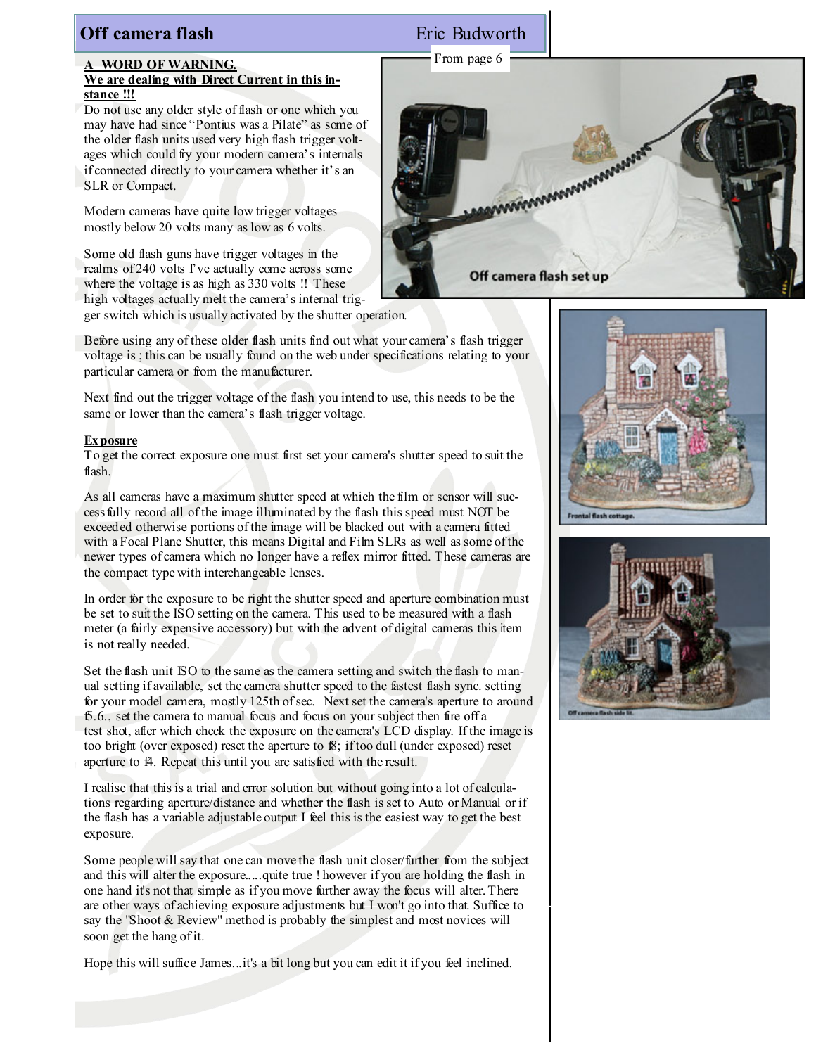# Off camera flash

Eric Budworth

From page 6

**A WORD OF WARNING.**
**We are dealing with Direct Current in this instance !!!**

Do not use any older style of flash or one which you may have had since "Pontius was a Pilate" as some of the older flash units used very high flash trigger voltages which could fry your modern camera's internals if connected directly to your camera whether it's an SLR or Compact.

Modern cameras have quite low trigger voltages mostly below 20 volts many as low as 6 volts.

Some old flash guns have trigger voltages in the realms of 240 volts I've actually come across some where the voltage is as high as 330 volts !! These high voltages actually melt the camera's internal trigger switch which is usually activated by the shutter operation.

Off camera flash set up

Before using any of these older flash units find out what your camera's flash trigger voltage is ; this can be usually found on the web under specifications relating to your particular camera or from the manufacturer.

Next find out the trigger voltage of the flash you intend to use, this needs to be the same or lower than the camera's flash trigger voltage.

**Exposure**

To get the correct exposure one must first set your camera's shutter speed to suit the flash.

As all cameras have a maximum shutter speed at which the film or sensor will successfully record all of the image illuminated by the flash this speed must NOT be exceeded otherwise portions of the image will be blacked out with a camera fitted with a Focal Plane Shutter, this means Digital and Film SLRs as well as some of the newer types of camera which no longer have a reflex mirror fitted. These cameras are the compact type with interchangeable lenses.

In order for the exposure to be right the shutter speed and aperture combination must be set to suit the ISO setting on the camera. This used to be measured with a flash meter (a fairly expensive accessory) but with the advent of digital cameras this item is not really needed.

Set the flash unit ISO to the same as the camera setting and switch the flash to manual setting if available, set the camera shutter speed to the fastest flash sync. setting for your model camera, mostly 125th of sec. Next set the camera's aperture to around f5.6., set the camera to manual focus and focus on your subject then fire off a test shot, after which check the exposure on the camera's LCD display. If the image is too bright (over exposed) reset the aperture to f8; if too dull (under exposed) reset aperture to f4. Repeat this until you are satisfied with the result.

I realise that this is a trial and error solution but without going into a lot of calculations regarding aperture/distance and whether the flash is set to Auto or Manual or if the flash has a variable adjustable output I feel this is the easiest way to get the best exposure.

Some people will say that one can move the flash unit closer/further from the subject and this will alter the exposure.....quite true ! however if you are holding the flash in one hand it's not that simple as if you move further away the focus will alter. There are other ways of achieving exposure adjustments but I won't go into that. Suffice to say the "Shoot & Review" method is probably the simplest and most novices will soon get the hang of it.

Hope this will suffice James...it's a bit long but you can edit it if you feel inclined.

Frontal flash cottage.

Off camera flash side lit.